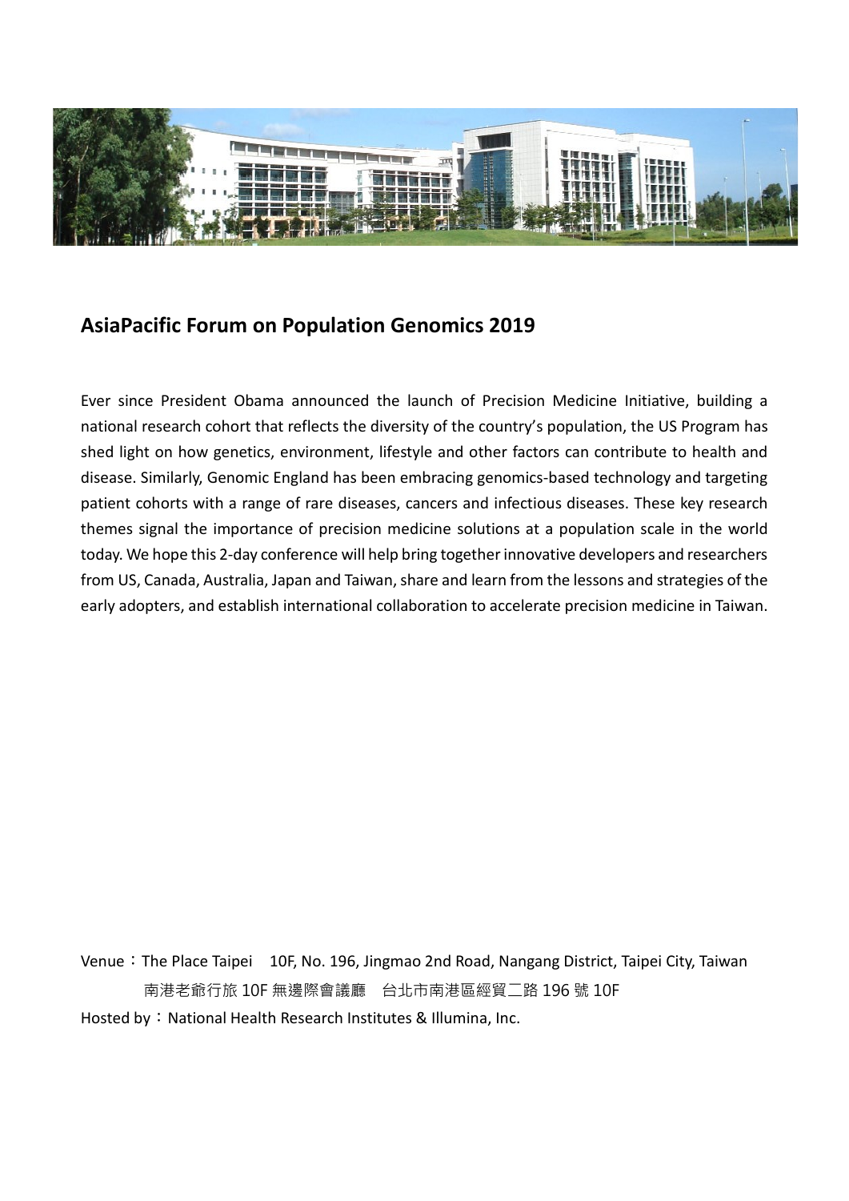## AsiaPacific Forum on Population Genomics 2019

Ever since President Obama announced the launch of Precision Medicine Initiative, building a national research cohort that reflects the diversity of the country's population, the US Program has shed light on how genetics, environment, lifestyle and other factors can contribute to health and disease. Similarly, Genomic England has been embracing genomics-based technology and targeting patient cohorts with a range of rare diseases, cancers and infectious diseases. These key research themes signal the importance of precision medicine solutions at a population scale in the world today. We hope this 2-day conference will help bring together innovative developers and researchers from US, Canada, Australia, Japan and Taiwan, share and learn from the lessons and strategies of the early adopters, and establish international collaboration to accelerate precision medicine in Taiwan.

Venue：The Place Taipei　10F, No. 196, Jingmao 2nd Road, Nangang District, Taipei City, Taiwan
南港老爺行旅 10F 無邊際會議廳　台北市南港區經貿二路 196 號 10F

Hosted by：National Health Research Institutes & Illumina, Inc.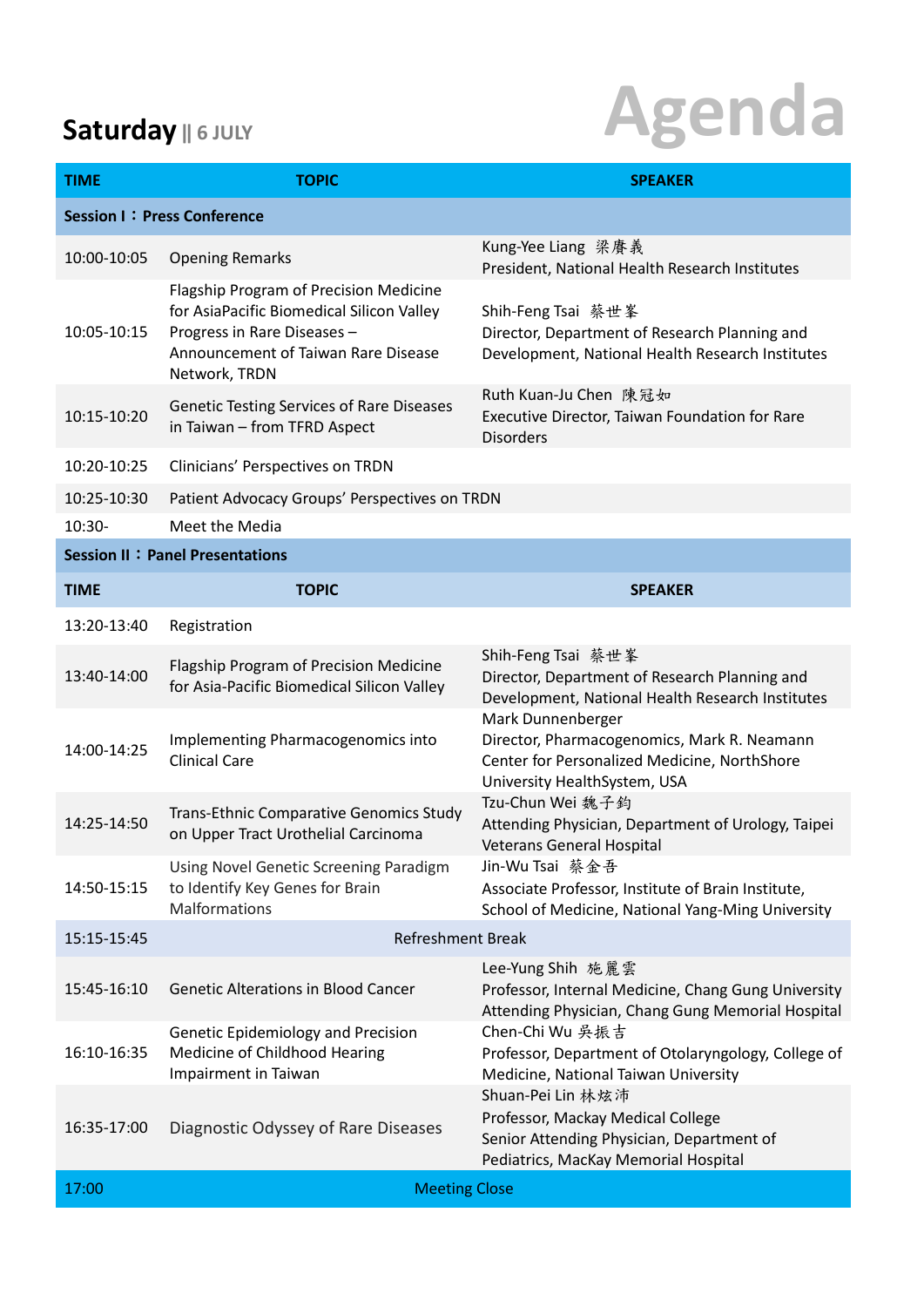# Agenda

## Saturday || 6 JULY

| TIME | TOPIC | SPEAKER |
|---|---|---|
| **Session I：Press Conference** | | |
| 10:00-10:05 | Opening Remarks | Kung-Yee Liang 梁賡義<br>President, National Health Research Institutes |
| 10:05-10:15 | Flagship Program of Precision Medicine for AsiaPacific Biomedical Silicon Valley Progress in Rare Diseases – Announcement of Taiwan Rare Disease Network, TRDN | Shih-Feng Tsai 蔡世峯<br>Director, Department of Research Planning and Development, National Health Research Institutes |
| 10:15-10:20 | Genetic Testing Services of Rare Diseases in Taiwan – from TFRD Aspect | Ruth Kuan-Ju Chen 陳冠如<br>Executive Director, Taiwan Foundation for Rare Disorders |
| 10:20-10:25 | Clinicians' Perspectives on TRDN | |
| 10:25-10:30 | Patient Advocacy Groups' Perspectives on TRDN | |
| 10:30- | Meet the Media | |
| **Session II：Panel Presentations** | | |
| **TIME** | **TOPIC** | **SPEAKER** |
| 13:20-13:40 | Registration | |
| 13:40-14:00 | Flagship Program of Precision Medicine for Asia-Pacific Biomedical Silicon Valley | Shih-Feng Tsai 蔡世峯<br>Director, Department of Research Planning and Development, National Health Research Institutes |
| 14:00-14:25 | Implementing Pharmacogenomics into Clinical Care | Mark Dunnenberger<br>Director, Pharmacogenomics, Mark R. Neamann Center for Personalized Medicine, NorthShore University HealthSystem, USA |
| 14:25-14:50 | Trans-Ethnic Comparative Genomics Study on Upper Tract Urothelial Carcinoma | Tzu-Chun Wei 魏子鈞<br>Attending Physician, Department of Urology, Taipei Veterans General Hospital |
| 14:50-15:15 | Using Novel Genetic Screening Paradigm to Identify Key Genes for Brain Malformations | Jin-Wu Tsai 蔡金吾<br>Associate Professor, Institute of Brain Institute, School of Medicine, National Yang-Ming University |
| 15:15-15:45 | Refreshment Break | |
| 15:45-16:10 | Genetic Alterations in Blood Cancer | Lee-Yung Shih 施麗雲<br>Professor, Internal Medicine, Chang Gung University<br>Attending Physician, Chang Gung Memorial Hospital |
| 16:10-16:35 | Genetic Epidemiology and Precision Medicine of Childhood Hearing Impairment in Taiwan | Chen-Chi Wu 吳振吉<br>Professor, Department of Otolaryngology, College of Medicine, National Taiwan University |
| 16:35-17:00 | Diagnostic Odyssey of Rare Diseases | Shuan-Pei Lin 林炫沛<br>Professor, Mackay Medical College<br>Senior Attending Physician, Department of Pediatrics, MacKay Memorial Hospital |
| 17:00 | Meeting Close | |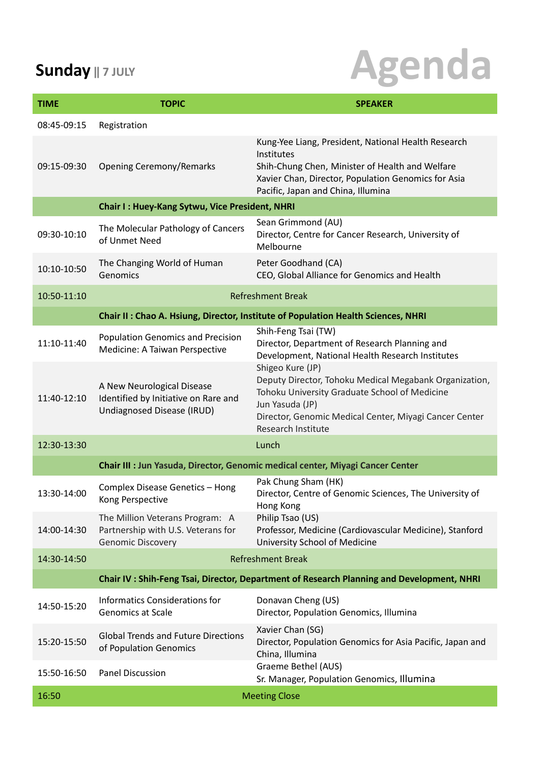# Sunday || 7 JULY

# Agenda

| TIME | TOPIC | SPEAKER |
|---|---|---|
| 08:45-09:15 | Registration | |
| 09:15-09:30 | Opening Ceremony/Remarks | Kung-Yee Liang, President, National Health Research Institutes<br>Shih-Chung Chen, Minister of Health and Welfare<br>Xavier Chan, Director, Population Genomics for Asia Pacific, Japan and China, Illumina |
| | **Chair I : Huey-Kang Sytwu, Vice President, NHRI** | |
| 09:30-10:10 | The Molecular Pathology of Cancers of Unmet Need | Sean Grimmond (AU)<br>Director, Centre for Cancer Research, University of Melbourne |
| 10:10-10:50 | The Changing World of Human Genomics | Peter Goodhand (CA)<br>CEO, Global Alliance for Genomics and Health |
| 10:50-11:10 | Refreshment Break | |
| | **Chair II : Chao A. Hsiung, Director, Institute of Population Health Sciences, NHRI** | |
| 11:10-11:40 | Population Genomics and Precision Medicine: A Taiwan Perspective | Shih-Feng Tsai (TW)<br>Director, Department of Research Planning and Development, National Health Research Institutes |
| 11:40-12:10 | A New Neurological Disease Identified by Initiative on Rare and Undiagnosed Disease (IRUD) | Shigeo Kure (JP)<br>Deputy Director, Tohoku Medical Megabank Organization, Tohoku University Graduate School of Medicine<br>Jun Yasuda (JP)<br>Director, Genomic Medical Center, Miyagi Cancer Center Research Institute |
| 12:30-13:30 | Lunch | |
| | **Chair III : Jun Yasuda, Director, Genomic medical center, Miyagi Cancer Center** | |
| 13:30-14:00 | Complex Disease Genetics – Hong Kong Perspective | Pak Chung Sham (HK)<br>Director, Centre of Genomic Sciences, The University of Hong Kong |
| 14:00-14:30 | The Million Veterans Program: A Partnership with U.S. Veterans for Genomic Discovery | Philip Tsao (US)<br>Professor, Medicine (Cardiovascular Medicine), Stanford University School of Medicine |
| 14:30-14:50 | Refreshment Break | |
| | **Chair IV : Shih-Feng Tsai, Director, Department of Research Planning and Development, NHRI** | |
| 14:50-15:20 | Informatics Considerations for Genomics at Scale | Donavan Cheng (US)<br>Director, Population Genomics, Illumina |
| 15:20-15:50 | Global Trends and Future Directions of Population Genomics | Xavier Chan (SG)<br>Director, Population Genomics for Asia Pacific, Japan and China, Illumina |
| 15:50-16:50 | Panel Discussion | Graeme Bethel (AUS)<br>Sr. Manager, Population Genomics, Illumina |
| 16:50 | Meeting Close | |